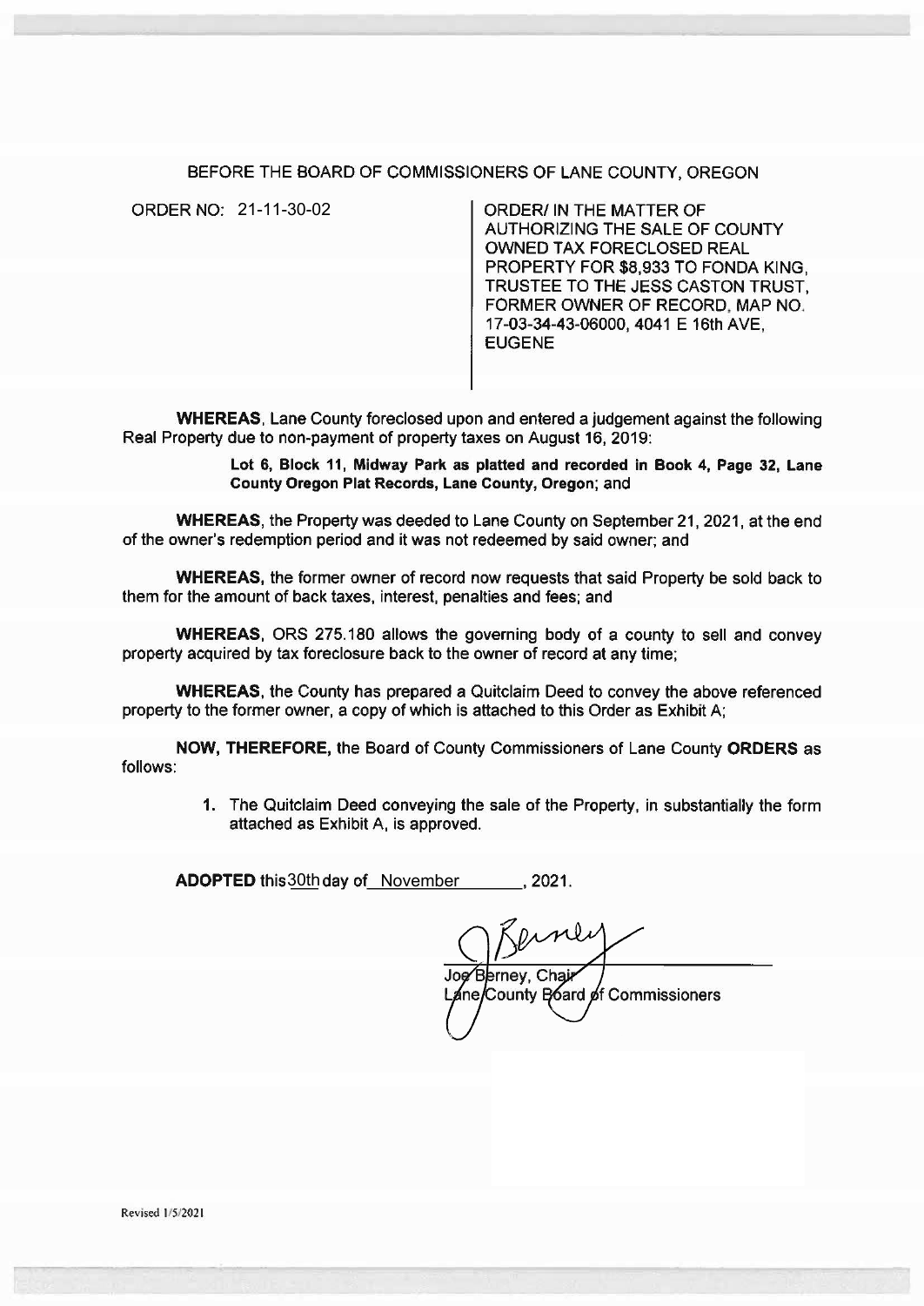BEFORE THE BOARD OF COMMISSIONERS OF LANE COUNTY, OREGON

| ORDER NO: 21-11-30-02 | ORDER/ IN THE MATTER OF AUTHORIZING THE SALE OF COUNTY OWNED TAX FORECLOSED REAL PROPERTY FOR $8,933 TO FONDA KING, TRUSTEE TO THE JESS CASTON TRUST, FORMER OWNER OF RECORD, MAP NO. 17-03-34-43-06000, 4041 E 16th AVE, EUGENE |
|---|---|

**WHEREAS**, Lane County foreclosed upon and entered a judgement against the following Real Property due to non-payment of property taxes on August 16, 2019:

> **Lot 6, Block 11, Midway Park as platted and recorded in Book 4, Page 32, Lane County Oregon Plat Records, Lane County, Oregon**; and

**WHEREAS**, the Property was deeded to Lane County on September 21, 2021, at the end of the owner's redemption period and it was not redeemed by said owner; and

**WHEREAS**, the former owner of record now requests that said Property be sold back to them for the amount of back taxes, interest, penalties and fees; and

**WHEREAS**, ORS 275.180 allows the governing body of a county to sell and convey property acquired by tax foreclosure back to the owner of record at any time;

**WHEREAS**, the County has prepared a Quitclaim Deed to convey the above referenced property to the former owner, a copy of which is attached to this Order as Exhibit A;

**NOW, THEREFORE,** the Board of County Commissioners of Lane County **ORDERS** as follows:

1. The Quitclaim Deed conveying the sale of the Property, in substantially the form attached as Exhibit A, is approved.

**ADOPTED** this 30th day of November, 2021.

Joe Berney, Chair
Lane County Board of Commissioners

Revised 1/5/2021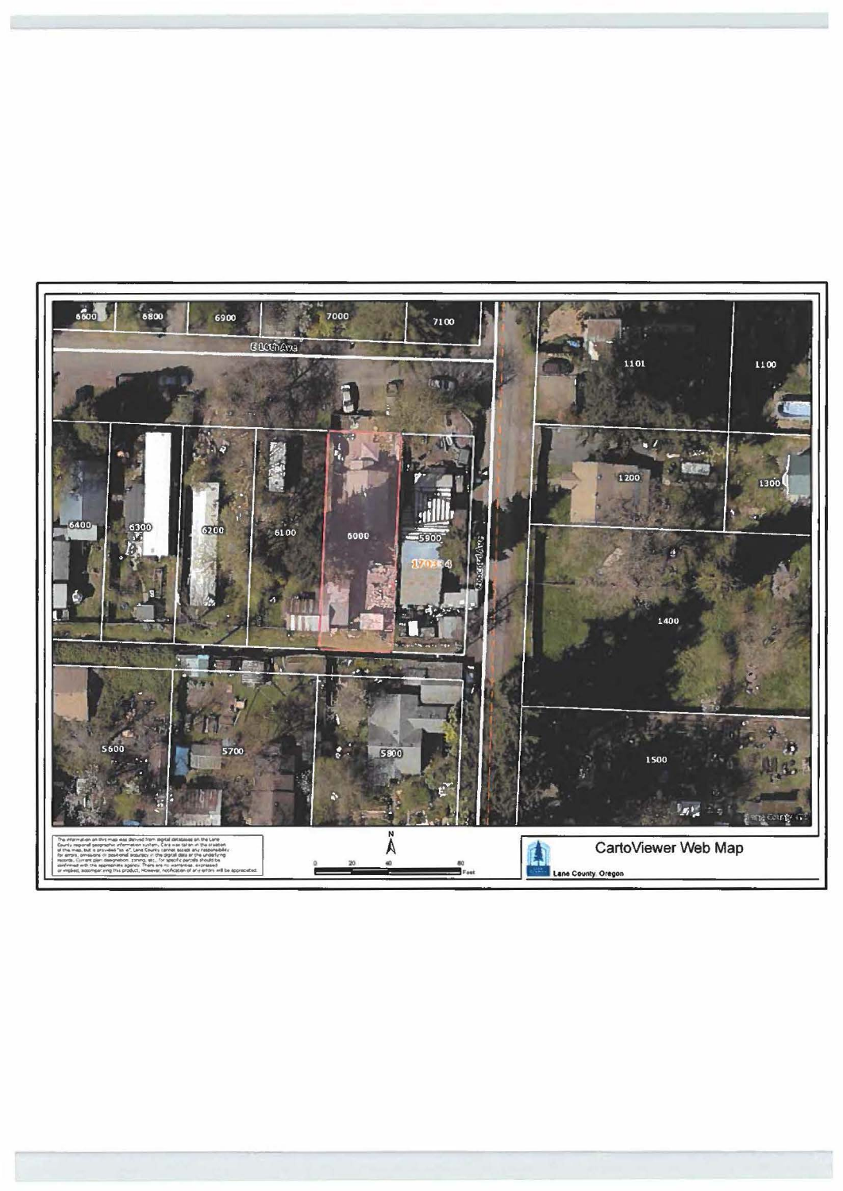6600

6800

6900

7000

7100

E 16th Ave

1101

1100

1200

1300

6400

6300

6200

6100

6000

5900

170334

1400

5600

5700

5800

1500

The information on this map was derived from digital databases on the Lane County regional geographic information system. Care was taken in the creation of this map, but it is provided "as is". Lane County cannot accept any responsibility for errors, omissions or positional accuracy in the digital data or the underlying records. Current plan designation, zoning, etc., for specific parcels should be confirmed with the appropriate agency. There are no warranties, expressed or implied, accompanying this product. However, notification of any errors will be appreciated.

N

0 20 40 80 Feet

CartoViewer Web Map

Lane County, Oregon